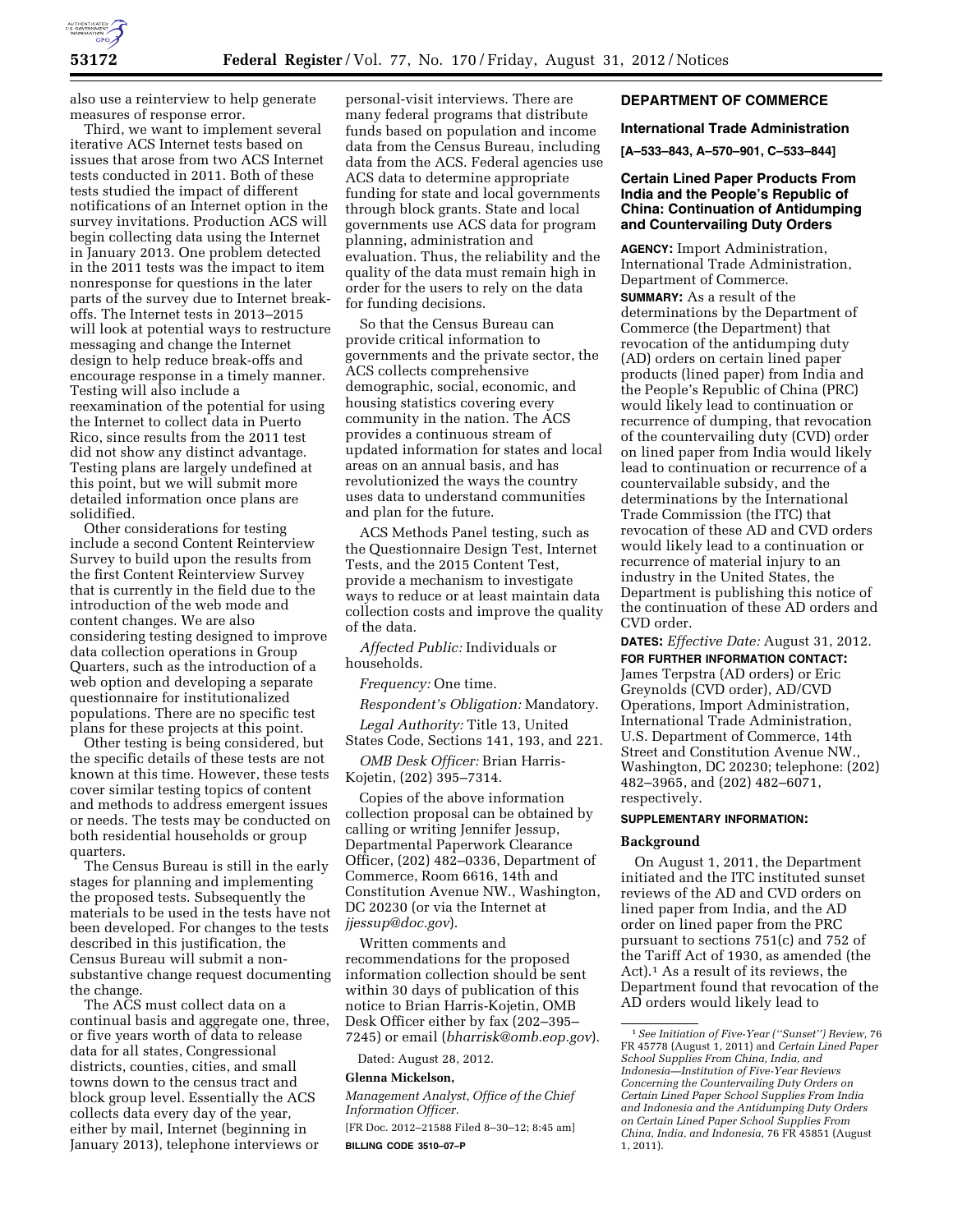also use a reinterview to help generate measures of response error.

Third, we want to implement several iterative ACS Internet tests based on issues that arose from two ACS Internet tests conducted in 2011. Both of these tests studied the impact of different notifications of an Internet option in the survey invitations. Production ACS will begin collecting data using the Internet in January 2013. One problem detected in the 2011 tests was the impact to item nonresponse for questions in the later parts of the survey due to Internet break-offs. The Internet tests in 2013–2015 will look at potential ways to restructure messaging and change the Internet design to help reduce break-offs and encourage response in a timely manner. Testing will also include a reexamination of the potential for using the Internet to collect data in Puerto Rico, since results from the 2011 test did not show any distinct advantage. Testing plans are largely undefined at this point, but we will submit more detailed information once plans are solidified.

Other considerations for testing include a second Content Reinterview Survey to build upon the results from the first Content Reinterview Survey that is currently in the field due to the introduction of the web mode and content changes. We are also considering testing designed to improve data collection operations in Group Quarters, such as the introduction of a web option and developing a separate questionnaire for institutionalized populations. There are no specific test plans for these projects at this point.

Other testing is being considered, but the specific details of these tests are not known at this time. However, these tests cover similar testing topics of content and methods to address emergent issues or needs. The tests may be conducted on both residential households or group quarters.

The Census Bureau is still in the early stages for planning and implementing the proposed tests. Subsequently the materials to be used in the tests have not been developed. For changes to the tests described in this justification, the Census Bureau will submit a non-substantive change request documenting the change.

The ACS must collect data on a continual basis and aggregate one, three, or five years worth of data to release data for all states, Congressional districts, counties, cities, and small towns down to the census tract and block group level. Essentially the ACS collects data every day of the year, either by mail, Internet (beginning in January 2013), telephone interviews or personal-visit interviews. There are many federal programs that distribute funds based on population and income data from the Census Bureau, including data from the ACS. Federal agencies use ACS data to determine appropriate funding for state and local governments through block grants. State and local governments use ACS data for program planning, administration and evaluation. Thus, the reliability and the quality of the data must remain high in order for the users to rely on the data for funding decisions.

So that the Census Bureau can provide critical information to governments and the private sector, the ACS collects comprehensive demographic, social, economic, and housing statistics covering every community in the nation. The ACS provides a continuous stream of updated information for states and local areas on an annual basis, and has revolutionized the ways the country uses data to understand communities and plan for the future.

ACS Methods Panel testing, such as the Questionnaire Design Test, Internet Tests, and the 2015 Content Test, provide a mechanism to investigate ways to reduce or at least maintain data collection costs and improve the quality of the data.

*Affected Public:* Individuals or households.

*Frequency:* One time.

*Respondent's Obligation:* Mandatory.

*Legal Authority:* Title 13, United States Code, Sections 141, 193, and 221.

*OMB Desk Officer:* Brian Harris-Kojetin, (202) 395–7314.

Copies of the above information collection proposal can be obtained by calling or writing Jennifer Jessup, Departmental Paperwork Clearance Officer, (202) 482–0336, Department of Commerce, Room 6616, 14th and Constitution Avenue NW., Washington, DC 20230 (or via the Internet at *jjessup@doc.gov*).

Written comments and recommendations for the proposed information collection should be sent within 30 days of publication of this notice to Brian Harris-Kojetin, OMB Desk Officer either by fax (202–395–7245) or email (*bharrisk@omb.eop.gov*).

Dated: August 28, 2012.

**Glenna Mickelson,**

*Management Analyst, Office of the Chief Information Officer.*

[FR Doc. 2012–21588 Filed 8–30–12; 8:45 am]

**BILLING CODE 3510–07–P**

## DEPARTMENT OF COMMERCE

### International Trade Administration

**[A–533–843, A–570–901, C–533–844]**

### Certain Lined Paper Products From India and the People's Republic of China: Continuation of Antidumping and Countervailing Duty Orders

**AGENCY:** Import Administration, International Trade Administration, Department of Commerce.

**SUMMARY:** As a result of the determinations by the Department of Commerce (the Department) that revocation of the antidumping duty (AD) orders on certain lined paper products (lined paper) from India and the People's Republic of China (PRC) would likely lead to continuation or recurrence of dumping, that revocation of the countervailing duty (CVD) order on lined paper from India would likely lead to continuation or recurrence of a countervailable subsidy, and the determinations by the International Trade Commission (the ITC) that revocation of these AD and CVD orders would likely lead to a continuation or recurrence of material injury to an industry in the United States, the Department is publishing this notice of the continuation of these AD orders and CVD order.

**DATES:** *Effective Date:* August 31, 2012.

**FOR FURTHER INFORMATION CONTACT:** James Terpstra (AD orders) or Eric Greynolds (CVD order), AD/CVD Operations, Import Administration, International Trade Administration, U.S. Department of Commerce, 14th Street and Constitution Avenue NW., Washington, DC 20230; telephone: (202) 482–3965, and (202) 482–6071, respectively.

**SUPPLEMENTARY INFORMATION:**

**Background**

On August 1, 2011, the Department initiated and the ITC instituted sunset reviews of the AD and CVD orders on lined paper from India, and the AD order on lined paper from the PRC pursuant to sections 751(c) and 752 of the Tariff Act of 1930, as amended (the Act).[1] As a result of its reviews, the Department found that revocation of the AD orders would likely lead to

[1] *See Initiation of Five-Year (''Sunset'') Review,* 76 FR 45778 (August 1, 2011) and *Certain Lined Paper School Supplies From China, India, and Indonesia—Institution of Five-Year Reviews Concerning the Countervailing Duty Orders on Certain Lined Paper School Supplies From India and Indonesia and the Antidumping Duty Orders on Certain Lined Paper School Supplies From China, India, and Indonesia,* 76 FR 45851 (August 1, 2011).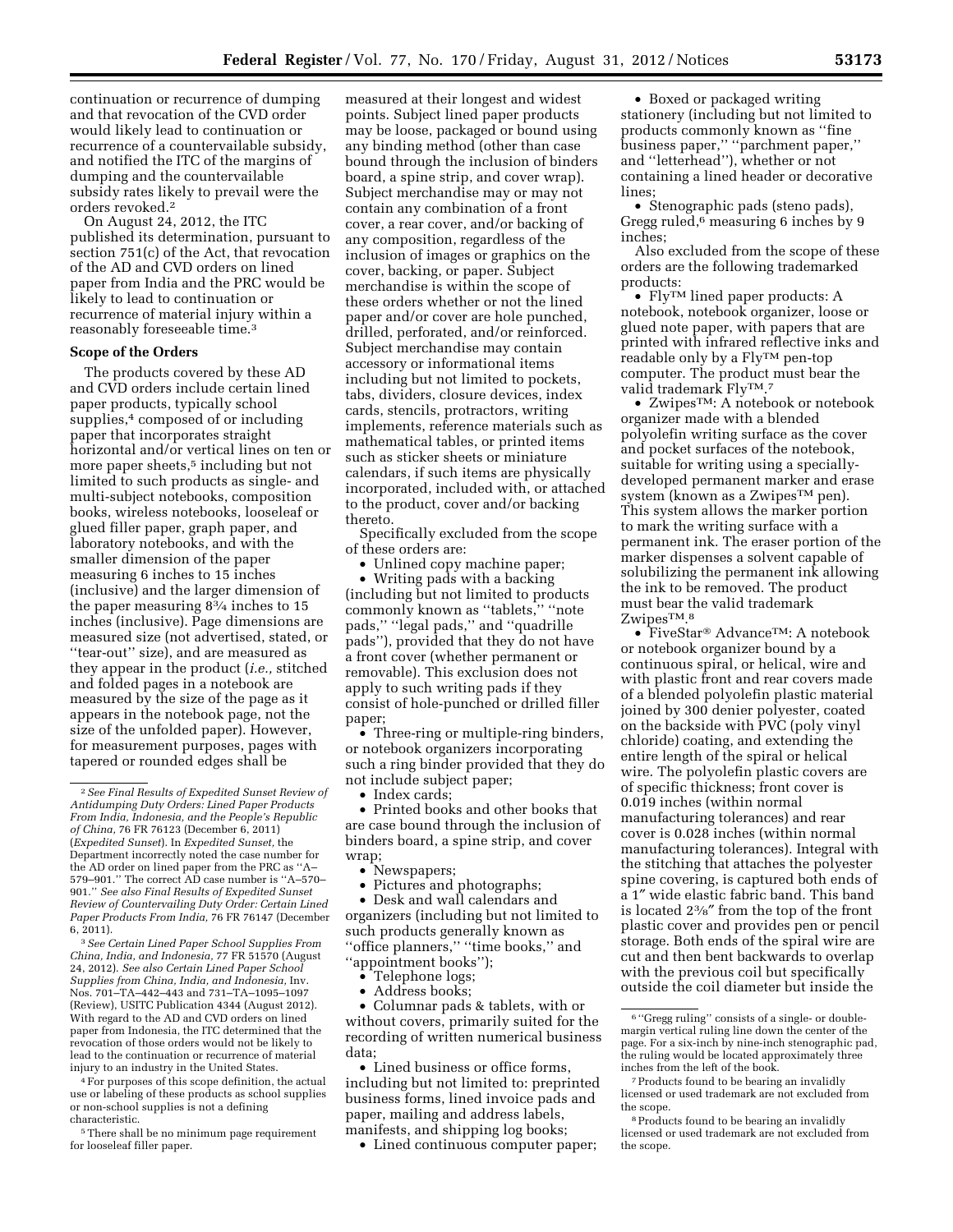continuation or recurrence of dumping and that revocation of the CVD order would likely lead to continuation or recurrence of a countervailable subsidy, and notified the ITC of the margins of dumping and the countervailable subsidy rates likely to prevail were the orders revoked.[2]

On August 24, 2012, the ITC published its determination, pursuant to section 751(c) of the Act, that revocation of the AD and CVD orders on lined paper from India and the PRC would be likely to lead to continuation or recurrence of material injury within a reasonably foreseeable time.[3]

**Scope of the Orders**

The products covered by these AD and CVD orders include certain lined paper products, typically school supplies,[4] composed of or including paper that incorporates straight horizontal and/or vertical lines on ten or more paper sheets,[5] including but not limited to such products as single- and multi-subject notebooks, composition books, wireless notebooks, looseleaf or glued filler paper, graph paper, and laboratory notebooks, and with the smaller dimension of the paper measuring 6 inches to 15 inches (inclusive) and the larger dimension of the paper measuring 8¾ inches to 15 inches (inclusive). Page dimensions are measured size (not advertised, stated, or ''tear-out'' size), and are measured as they appear in the product (*i.e.,* stitched and folded pages in a notebook are measured by the size of the page as it appears in the notebook page, not the size of the unfolded paper). However, for measurement purposes, pages with tapered or rounded edges shall be measured at their longest and widest points. Subject lined paper products may be loose, packaged or bound using any binding method (other than case bound through the inclusion of binders board, a spine strip, and cover wrap). Subject merchandise may or may not contain any combination of a front cover, a rear cover, and/or backing of any composition, regardless of the inclusion of images or graphics on the cover, backing, or paper. Subject merchandise is within the scope of these orders whether or not the lined paper and/or cover are hole punched, drilled, perforated, and/or reinforced. Subject merchandise may contain accessory or informational items including but not limited to pockets, tabs, dividers, closure devices, index cards, stencils, protractors, writing implements, reference materials such as mathematical tables, or printed items such as sticker sheets or miniature calendars, if such items are physically incorporated, included with, or attached to the product, cover and/or backing thereto.

Specifically excluded from the scope of these orders are:

- Unlined copy machine paper;
- Writing pads with a backing (including but not limited to products commonly known as ''tablets,'' ''note pads,'' ''legal pads,'' and ''quadrille pads''), provided that they do not have a front cover (whether permanent or removable). This exclusion does not apply to such writing pads if they consist of hole-punched or drilled filler paper;
- Three-ring or multiple-ring binders, or notebook organizers incorporating such a ring binder provided that they do not include subject paper;
- Index cards;
- Printed books and other books that are case bound through the inclusion of binders board, a spine strip, and cover wrap;
- Newspapers;
- Pictures and photographs;
- Desk and wall calendars and organizers (including but not limited to such products generally known as ''office planners,'' ''time books,'' and ''appointment books'');
- Telephone logs;
- Address books;
- Columnar pads & tablets, with or without covers, primarily suited for the recording of written numerical business data;
- Lined business or office forms, including but not limited to: preprinted business forms, lined invoice pads and paper, mailing and address labels, manifests, and shipping log books;
- Lined continuous computer paper;
- Boxed or packaged writing stationery (including but not limited to products commonly known as ''fine business paper,'' ''parchment paper,'' and ''letterhead''), whether or not containing a lined header or decorative lines;
- Stenographic pads (steno pads), Gregg ruled,[6] measuring 6 inches by 9 inches;

Also excluded from the scope of these orders are the following trademarked products:

- Fly™ lined paper products: A notebook, notebook organizer, loose or glued note paper, with papers that are printed with infrared reflective inks and readable only by a Fly™ pen-top computer. The product must bear the valid trademark Fly™.[7]
- Zwipes™: A notebook or notebook organizer made with a blended polyolefin writing surface as the cover and pocket surfaces of the notebook, suitable for writing using a specially-developed permanent marker and erase system (known as a Zwipes™ pen). This system allows the marker portion to mark the writing surface with a permanent ink. The eraser portion of the marker dispenses a solvent capable of solubilizing the permanent ink allowing the ink to be removed. The product must bear the valid trademark Zwipes™.[8]
- FiveStar® Advance™: A notebook or notebook organizer bound by a continuous spiral, or helical, wire and with plastic front and rear covers made of a blended polyolefin plastic material joined by 300 denier polyester, coated on the backside with PVC (poly vinyl chloride) coating, and extending the entire length of the spiral or helical wire. The polyolefin plastic covers are of specific thickness; front cover is 0.019 inches (within normal manufacturing tolerances) and rear cover is 0.028 inches (within normal manufacturing tolerances). Integral with the stitching that attaches the polyester spine covering, is captured both ends of a 1″ wide elastic fabric band. This band is located 2⅜″ from the top of the front plastic cover and provides pen or pencil storage. Both ends of the spiral wire are cut and then bent backwards to overlap with the previous coil but specifically outside the coil diameter but inside the

---

[2] *See Final Results of Expedited Sunset Review of Antidumping Duty Orders: Lined Paper Products From India, Indonesia, and the People's Republic of China,* 76 FR 76123 (December 6, 2011) (*Expedited Sunset*). In *Expedited Sunset,* the Department incorrectly noted the case number for the AD order on lined paper from the PRC as ''A–579–901.'' The correct AD case number is ''A–570–901.'' *See also Final Results of Expedited Sunset Review of Countervailing Duty Order: Certain Lined Paper Products From India,* 76 FR 76147 (December 6, 2011).

[3] *See Certain Lined Paper School Supplies From China, India, and Indonesia,* 77 FR 51570 (August 24, 2012). *See also Certain Lined Paper School Supplies from China, India, and Indonesia,* Inv. Nos. 701–TA–442–443 and 731–TA–1095–1097 (Review), USITC Publication 4344 (August 2012). With regard to the AD and CVD orders on lined paper from Indonesia, the ITC determined that the revocation of those orders would not be likely to lead to the continuation or recurrence of material injury to an industry in the United States.

[4] For purposes of this scope definition, the actual use or labeling of these products as school supplies or non-school supplies is not a defining characteristic.

[5] There shall be no minimum page requirement for looseleaf filler paper.

[6] ''Gregg ruling'' consists of a single- or double-margin vertical ruling line down the center of the page. For a six-inch by nine-inch stenographic pad, the ruling would be located approximately three inches from the left of the book.

[7] Products found to be bearing an invalidly licensed or used trademark are not excluded from the scope.

[8] Products found to be bearing an invalidly licensed or used trademark are not excluded from the scope.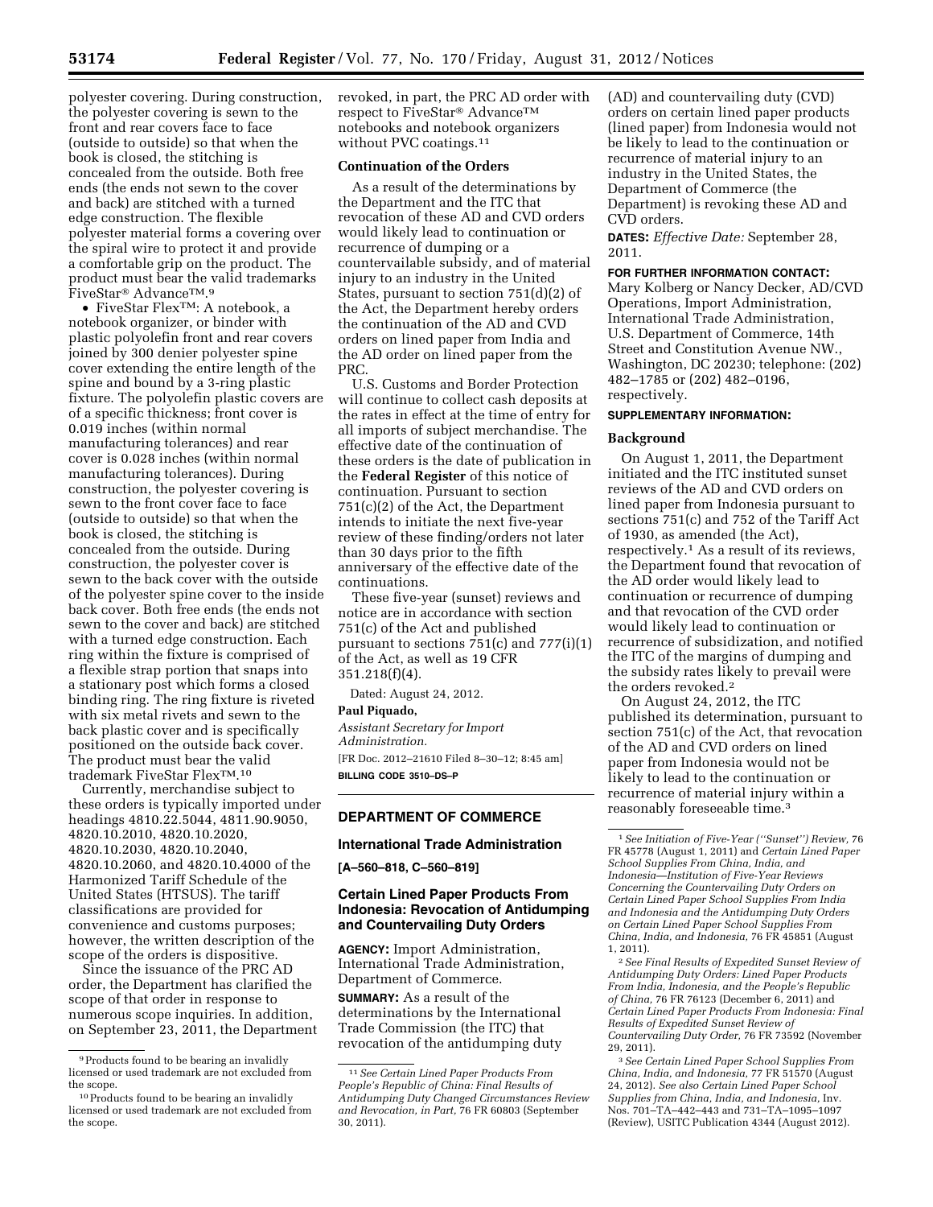polyester covering. During construction, the polyester covering is sewn to the front and rear covers face to face (outside to outside) so that when the book is closed, the stitching is concealed from the outside. Both free ends (the ends not sewn to the cover and back) are stitched with a turned edge construction. The flexible polyester material forms a covering over the spiral wire to protect it and provide a comfortable grip on the product. The product must bear the valid trademarks FiveStar® Advance™.[9]

- FiveStar Flex™: A notebook, a notebook organizer, or binder with plastic polyolefin front and rear covers joined by 300 denier polyester spine cover extending the entire length of the spine and bound by a 3-ring plastic fixture. The polyolefin plastic covers are of a specific thickness; front cover is 0.019 inches (within normal manufacturing tolerances) and rear cover is 0.028 inches (within normal manufacturing tolerances). During construction, the polyester covering is sewn to the front cover face to face (outside to outside) so that when the book is closed, the stitching is concealed from the outside. During construction, the polyester cover is sewn to the back cover with the outside of the polyester spine cover to the inside back cover. Both free ends (the ends not sewn to the cover and back) are stitched with a turned edge construction. Each ring within the fixture is comprised of a flexible strap portion that snaps into a stationary post which forms a closed binding ring. The ring fixture is riveted with six metal rivets and sewn to the back plastic cover and is specifically positioned on the outside back cover. The product must bear the valid trademark FiveStar Flex™.[10]

Currently, merchandise subject to these orders is typically imported under headings 4810.22.5044, 4811.90.9050, 4820.10.2010, 4820.10.2020, 4820.10.2030, 4820.10.2040, 4820.10.2060, and 4820.10.4000 of the Harmonized Tariff Schedule of the United States (HTSUS). The tariff classifications are provided for convenience and customs purposes; however, the written description of the scope of the orders is dispositive.

Since the issuance of the PRC AD order, the Department has clarified the scope of that order in response to numerous scope inquiries. In addition, on September 23, 2011, the Department revoked, in part, the PRC AD order with respect to FiveStar® Advance™ notebooks and notebook organizers without PVC coatings.[11]

### Continuation of the Orders

As a result of the determinations by the Department and the ITC that revocation of these AD and CVD orders would likely lead to continuation or recurrence of dumping or a countervailable subsidy, and of material injury to an industry in the United States, pursuant to section 751(d)(2) of the Act, the Department hereby orders the continuation of the AD and CVD orders on lined paper from India and the AD order on lined paper from the PRC.

U.S. Customs and Border Protection will continue to collect cash deposits at the rates in effect at the time of entry for all imports of subject merchandise. The effective date of the continuation of these orders is the date of publication in the **Federal Register** of this notice of continuation. Pursuant to section 751(c)(2) of the Act, the Department intends to initiate the next five-year review of these finding/orders not later than 30 days prior to the fifth anniversary of the effective date of the continuations.

These five-year (sunset) reviews and notice are in accordance with section 751(c) of the Act and published pursuant to sections 751(c) and 777(i)(1) of the Act, as well as 19 CFR 351.218(f)(4).

Dated: August 24, 2012.

**Paul Piquado,**

*Assistant Secretary for Import Administration.*

[FR Doc. 2012–21610 Filed 8–30–12; 8:45 am]

**BILLING CODE 3510–DS–P**

---

## DEPARTMENT OF COMMERCE

### International Trade Administration

**[A–560–818, C–560–819]**

### Certain Lined Paper Products From Indonesia: Revocation of Antidumping and Countervailing Duty Orders

**AGENCY:** Import Administration, International Trade Administration, Department of Commerce.

**SUMMARY:** As a result of the determinations by the International Trade Commission (the ITC) that revocation of the antidumping duty (AD) and countervailing duty (CVD) orders on certain lined paper products (lined paper) from Indonesia would not be likely to lead to the continuation or recurrence of material injury to an industry in the United States, the Department of Commerce (the Department) is revoking these AD and CVD orders.

**DATES:** *Effective Date:* September 28, 2011.

**FOR FURTHER INFORMATION CONTACT:** Mary Kolberg or Nancy Decker, AD/CVD Operations, Import Administration, International Trade Administration, U.S. Department of Commerce, 14th Street and Constitution Avenue NW., Washington, DC 20230; telephone: (202) 482–1785 or (202) 482–0196, respectively.

**SUPPLEMENTARY INFORMATION:**

### Background

On August 1, 2011, the Department initiated and the ITC instituted sunset reviews of the AD and CVD orders on lined paper from Indonesia pursuant to sections 751(c) and 752 of the Tariff Act of 1930, as amended (the Act), respectively.[1] As a result of its reviews, the Department found that revocation of the AD order would likely lead to continuation or recurrence of dumping and that revocation of the CVD order would likely lead to continuation or recurrence of subsidization, and notified the ITC of the margins of dumping and the subsidy rates likely to prevail were the orders revoked.[2]

On August 24, 2012, the ITC published its determination, pursuant to section 751(c) of the Act, that revocation of the AD and CVD orders on lined paper from Indonesia would not be likely to lead to the continuation or recurrence of material injury within a reasonably foreseeable time.[3]

---

[9] Products found to be bearing an invalidly licensed or used trademark are not excluded from the scope.

[10] Products found to be bearing an invalidly licensed or used trademark are not excluded from the scope.

[11] *See Certain Lined Paper Products From People's Republic of China: Final Results of Antidumping Duty Changed Circumstances Review and Revocation, in Part,* 76 FR 60803 (September 30, 2011).

[1] *See Initiation of Five-Year ("Sunset") Review,* 76 FR 45778 (August 1, 2011) and *Certain Lined Paper School Supplies From China, India, and Indonesia—Institution of Five-Year Reviews Concerning the Countervailing Duty Orders on Certain Lined Paper School Supplies From India and Indonesia and the Antidumping Duty Orders on Certain Lined Paper School Supplies From China, India, and Indonesia,* 76 FR 45851 (August 1, 2011).

[2] *See Final Results of Expedited Sunset Review of Antidumping Duty Orders: Lined Paper Products From India, Indonesia, and the People's Republic of China,* 76 FR 76123 (December 6, 2011) and *Certain Lined Paper Products From Indonesia: Final Results of Expedited Sunset Review of Countervailing Duty Order,* 76 FR 73592 (November 29, 2011).

[3] *See Certain Lined Paper School Supplies From China, India, and Indonesia,* 77 FR 51570 (August 24, 2012). *See also Certain Lined Paper School Supplies from China, India, and Indonesia,* Inv. Nos. 701–TA–442–443 and 731–TA–1095–1097 (Review), USITC Publication 4344 (August 2012).